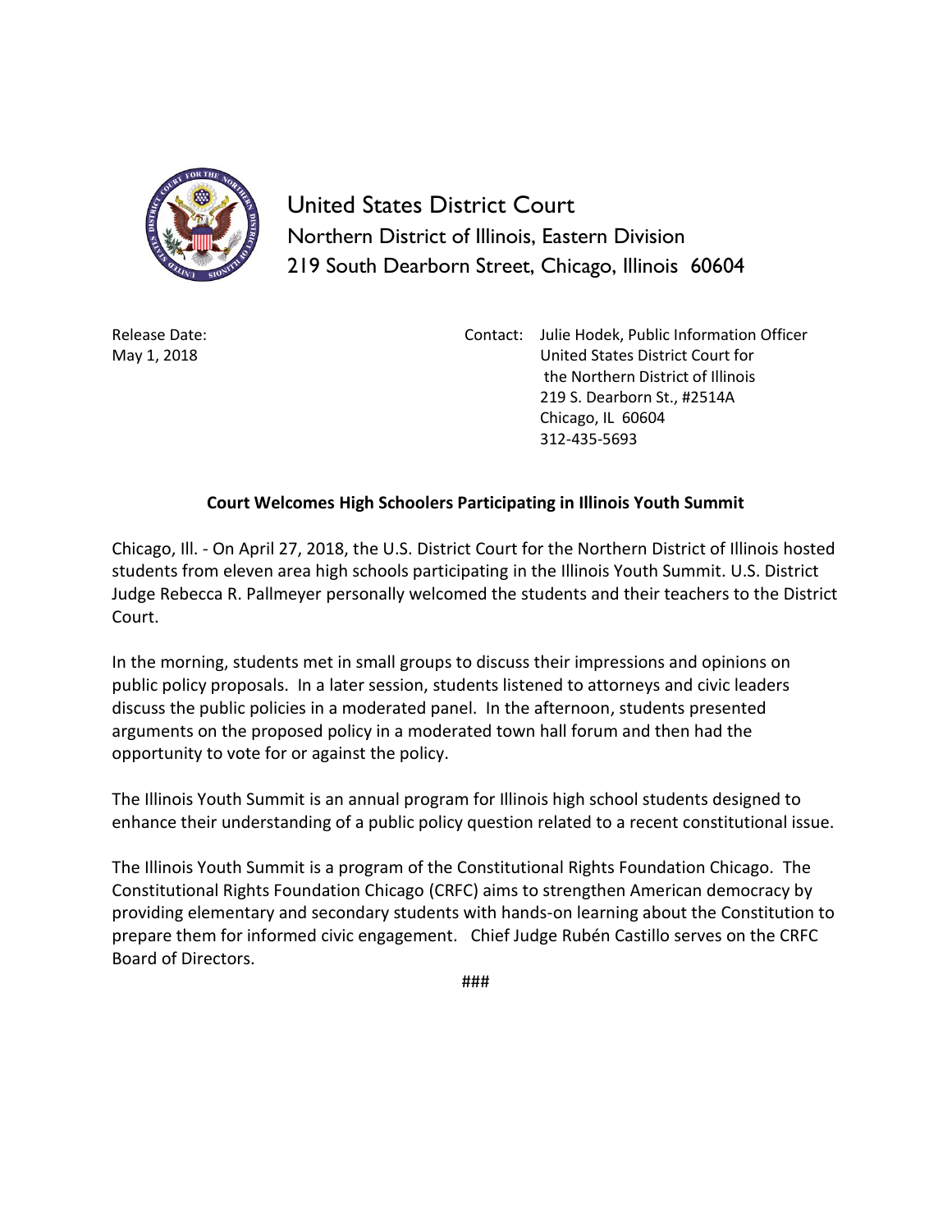United States District Court
Northern District of Illinois, Eastern Division
219 South Dearborn Street, Chicago, Illinois 60604

Release Date:
May 1, 2018

Contact: Julie Hodek, Public Information Officer
United States District Court for
the Northern District of Illinois
219 S. Dearborn St., #2514A
Chicago, IL 60604
312-435-5693

**Court Welcomes High Schoolers Participating in Illinois Youth Summit**

Chicago, Ill. - On April 27, 2018, the U.S. District Court for the Northern District of Illinois hosted students from eleven area high schools participating in the Illinois Youth Summit. U.S. District Judge Rebecca R. Pallmeyer personally welcomed the students and their teachers to the District Court.

In the morning, students met in small groups to discuss their impressions and opinions on public policy proposals. In a later session, students listened to attorneys and civic leaders discuss the public policies in a moderated panel. In the afternoon, students presented arguments on the proposed policy in a moderated town hall forum and then had the opportunity to vote for or against the policy.

The Illinois Youth Summit is an annual program for Illinois high school students designed to enhance their understanding of a public policy question related to a recent constitutional issue.

The Illinois Youth Summit is a program of the Constitutional Rights Foundation Chicago. The Constitutional Rights Foundation Chicago (CRFC) aims to strengthen American democracy by providing elementary and secondary students with hands-on learning about the Constitution to prepare them for informed civic engagement. Chief Judge Rubén Castillo serves on the CRFC Board of Directors.

###